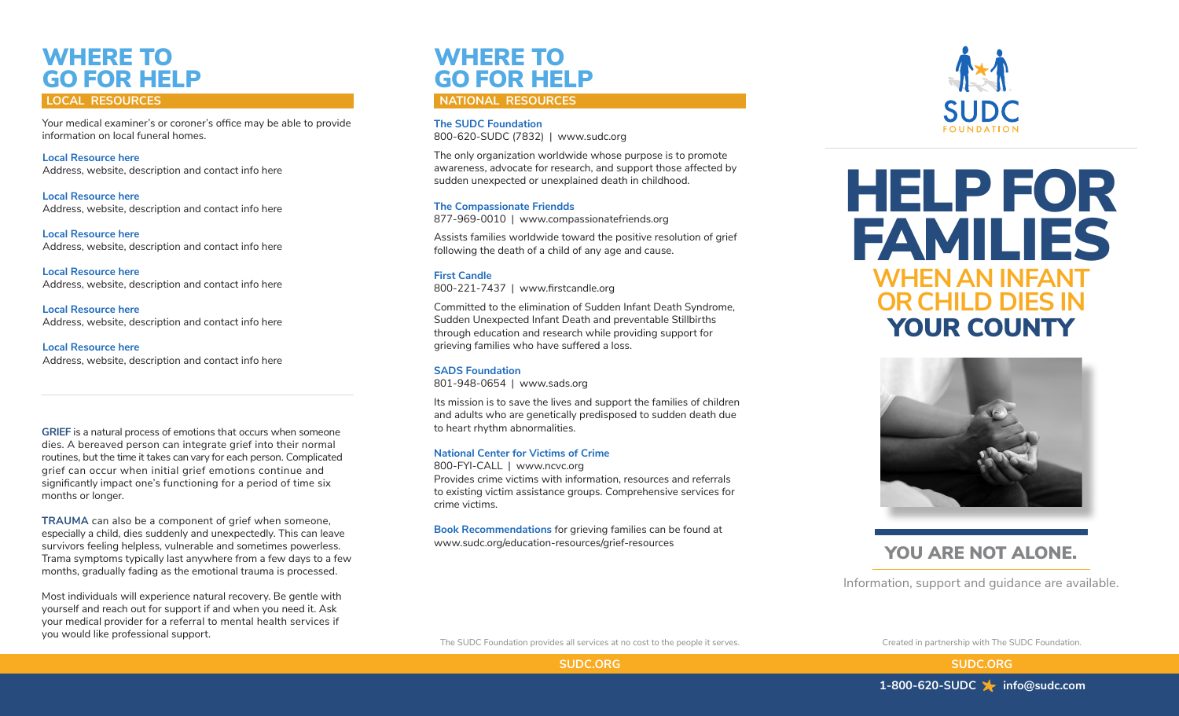# WHERE TO GO FOR HELP

## LOCAL RESOURCES

Your medical examiner's or coroner's office may be able to provide information on local funeral homes.

**Local Resource here**
Address, website, description and contact info here

**Local Resource here**
Address, website, description and contact info here

**Local Resource here**
Address, website, description and contact info here

**Local Resource here**
Address, website, description and contact info here

**Local Resource here**
Address, website, description and contact info here

**Local Resource here**
Address, website, description and contact info here

**GRIEF** is a natural process of emotions that occurs when someone dies. A bereaved person can integrate grief into their normal routines, but the time it takes can vary for each person. Complicated grief can occur when initial grief emotions continue and significantly impact one's functioning for a period of time six months or longer.

**TRAUMA** can also be a component of grief when someone, especially a child, dies suddenly and unexpectedly. This can leave survivors feeling helpless, vulnerable and sometimes powerless. Trama symptoms typically last anywhere from a few days to a few months, gradually fading as the emotional trauma is processed.

Most individuals will experience natural recovery. Be gentle with yourself and reach out for support if and when you need it. Ask your medical provider for a referral to mental health services if you would like professional support.

# WHERE TO GO FOR HELP

## NATIONAL RESOURCES

**The SUDC Foundation**
800-620-SUDC (7832) | www.sudc.org

The only organization worldwide whose purpose is to promote awareness, advocate for research, and support those affected by sudden unexpected or unexplained death in childhood.

**The Compassionate Friendds**
877-969-0010 | www.compassionatefriends.org

Assists families worldwide toward the positive resolution of grief following the death of a child of any age and cause.

**First Candle**
800-221-7437 | www.firstcandle.org

Committed to the elimination of Sudden Infant Death Syndrome, Sudden Unexpected Infant Death and preventable Stillbirths through education and research while providing support for grieving families who have suffered a loss.

**SADS Foundation**
801-948-0654 | www.sads.org

Its mission is to save the lives and support the families of children and adults who are genetically predisposed to sudden death due to heart rhythm abnormalities.

**National Center for Victims of Crime**
800-FYI-CALL | www.ncvc.org
Provides crime victims with information, resources and referrals to existing victim assistance groups. Comprehensive services for crime victims.

**Book Recommendations** for grieving families can be found at www.sudc.org/education-resources/grief-resources

The SUDC Foundation provides all services at no cost to the people it serves.

SUDC.ORG

SUDC FOUNDATION

# HELP FOR FAMILIES

## WHEN AN INFANT OR CHILD DIES IN YOUR COUNTY

## YOU ARE NOT ALONE.

Information, support and guidance are available.

Created in partnership with The SUDC Foundation.

SUDC.ORG

1-800-620-SUDC ★ info@sudc.com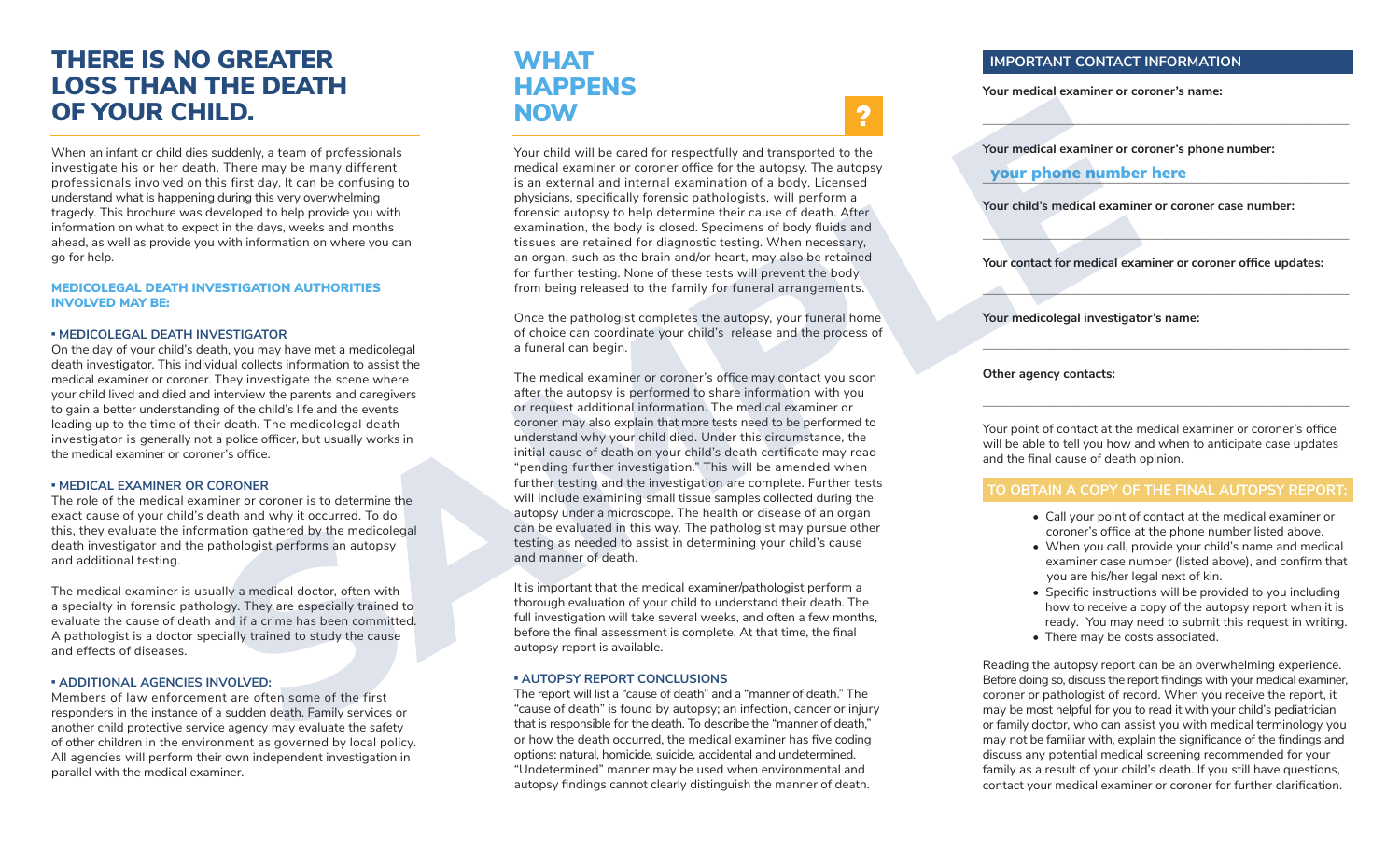# THERE IS NO GREATER LOSS THAN THE DEATH OF YOUR CHILD.

When an infant or child dies suddenly, a team of professionals investigate his or her death. There may be many different professionals involved on this first day. It can be confusing to understand what is happening during this very overwhelming tragedy. This brochure was developed to help provide you with information on what to expect in the days, weeks and months ahead, as well as provide you with information on where you can go for help.

### MEDICOLEGAL DEATH INVESTIGATION AUTHORITIES INVOLVED MAY BE:

**▪ MEDICOLEGAL DEATH INVESTIGATOR**

On the day of your child's death, you may have met a medicolegal death investigator. This individual collects information to assist the medical examiner or coroner. They investigate the scene where your child lived and died and interview the parents and caregivers to gain a better understanding of the child's life and the events leading up to the time of their death. The medicolegal death investigator is generally not a police officer, but usually works in the medical examiner or coroner's office.

**▪ MEDICAL EXAMINER OR CORONER**

The role of the medical examiner or coroner is to determine the exact cause of your child's death and why it occurred. To do this, they evaluate the information gathered by the medicolegal death investigator and the pathologist performs an autopsy and additional testing.

The medical examiner is usually a medical doctor, often with a specialty in forensic pathology. They are especially trained to evaluate the cause of death and if a crime has been committed. A pathologist is a doctor specially trained to study the cause and effects of diseases.

**▪ ADDITIONAL AGENCIES INVOLVED:**

Members of law enforcement are often some of the first responders in the instance of a sudden death. Family services or another child protective service agency may evaluate the safety of other children in the environment as governed by local policy. All agencies will perform their own independent investigation in parallel with the medical examiner.

# WHAT HAPPENS NOW ?

Your child will be cared for respectfully and transported to the medical examiner or coroner office for the autopsy. The autopsy is an external and internal examination of a body. Licensed physicians, specifically forensic pathologists, will perform a forensic autopsy to help determine their cause of death. After examination, the body is closed. Specimens of body fluids and tissues are retained for diagnostic testing. When necessary, an organ, such as the brain and/or heart, may also be retained for further testing. None of these tests will prevent the body from being released to the family for funeral arrangements.

Once the pathologist completes the autopsy, your funeral home of choice can coordinate your child's release and the process of a funeral can begin.

The medical examiner or coroner's office may contact you soon after the autopsy is performed to share information with you or request additional information. The medical examiner or coroner may also explain that more tests need to be performed to understand why your child died. Under this circumstance, the initial cause of death on your child's death certificate may read "pending further investigation." This will be amended when further testing and the investigation are complete. Further tests will include examining small tissue samples collected during the autopsy under a microscope. The health or disease of an organ can be evaluated in this way. The pathologist may pursue other testing as needed to assist in determining your child's cause and manner of death.

It is important that the medical examiner/pathologist perform a thorough evaluation of your child to understand their death. The full investigation will take several weeks, and often a few months, before the final assessment is complete. At that time, the final autopsy report is available.

**▪ AUTOPSY REPORT CONCLUSIONS**

The report will list a "cause of death" and a "manner of death." The "cause of death" is found by autopsy; an infection, cancer or injury that is responsible for the death. To describe the "manner of death," or how the death occurred, the medical examiner has five coding options: natural, homicide, suicide, accidental and undetermined. "Undetermined" manner may be used when environmental and autopsy findings cannot clearly distinguish the manner of death.

## IMPORTANT CONTACT INFORMATION

**Your medical examiner or coroner's name:**

\_\_\_\_\_\_\_\_\_\_\_\_\_\_\_\_\_\_\_\_\_\_\_\_\_\_\_\_\_\_\_\_\_\_\_\_\_\_\_\_

**Your medical examiner or coroner's phone number:**

your phone number here

**Your child's medical examiner or coroner case number:**

\_\_\_\_\_\_\_\_\_\_\_\_\_\_\_\_\_\_\_\_\_\_\_\_\_\_\_\_\_\_\_\_\_\_\_\_\_\_\_\_

**Your contact for medical examiner or coroner office updates:**

\_\_\_\_\_\_\_\_\_\_\_\_\_\_\_\_\_\_\_\_\_\_\_\_\_\_\_\_\_\_\_\_\_\_\_\_\_\_\_\_

**Your medicolegal investigator's name:**

\_\_\_\_\_\_\_\_\_\_\_\_\_\_\_\_\_\_\_\_\_\_\_\_\_\_\_\_\_\_\_\_\_\_\_\_\_\_\_\_

**Other agency contacts:**

\_\_\_\_\_\_\_\_\_\_\_\_\_\_\_\_\_\_\_\_\_\_\_\_\_\_\_\_\_\_\_\_\_\_\_\_\_\_\_\_

Your point of contact at the medical examiner or coroner's office will be able to tell you how and when to anticipate case updates and the final cause of death opinion.

## TO OBTAIN A COPY OF THE FINAL AUTOPSY REPORT:

- Call your point of contact at the medical examiner or coroner's office at the phone number listed above.
- When you call, provide your child's name and medical examiner case number (listed above), and confirm that you are his/her legal next of kin.
- Specific instructions will be provided to you including how to receive a copy of the autopsy report when it is ready. You may need to submit this request in writing.
- There may be costs associated.

Reading the autopsy report can be an overwhelming experience. Before doing so, discuss the report findings with your medical examiner, coroner or pathologist of record. When you receive the report, it may be most helpful for you to read it with your child's pediatrician or family doctor, who can assist you with medical terminology you may not be familiar with, explain the significance of the findings and discuss any potential medical screening recommended for your family as a result of your child's death. If you still have questions, contact your medical examiner or coroner for further clarification.